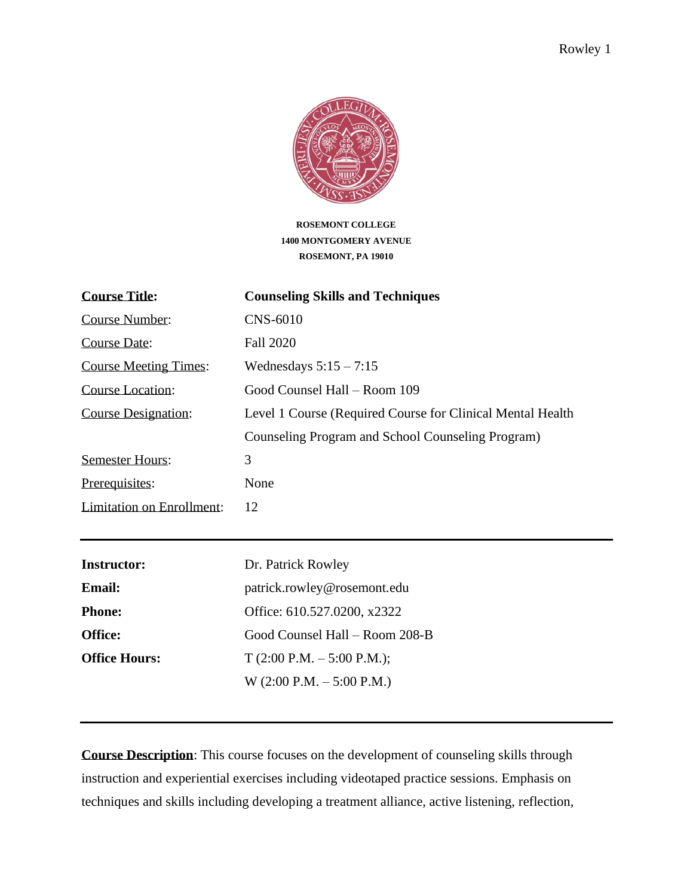**ROSEMONT COLLEGE**
**1400 MONTGOMERY AVENUE**
**ROSEMONT, PA 19010**

| | |
|---|---|
| **Course Title:** | **Counseling Skills and Techniques** |
| Course Number: | CNS-6010 |
| Course Date: | Fall 2020 |
| Course Meeting Times: | Wednesdays 5:15 – 7:15 |
| Course Location: | Good Counsel Hall – Room 109 |
| Course Designation: | Level 1 Course (Required Course for Clinical Mental Health Counseling Program and School Counseling Program) |
| Semester Hours: | 3 |
| Prerequisites: | None |
| Limitation on Enrollment: | 12 |

---

| | |
|---|---|
| **Instructor:** | Dr. Patrick Rowley |
| **Email:** | patrick.rowley@rosemont.edu |
| **Phone:** | Office: 610.527.0200, x2322 |
| **Office:** | Good Counsel Hall – Room 208-B |
| **Office Hours:** | T (2:00 P.M. – 5:00 P.M.); W (2:00 P.M. – 5:00 P.M.) |

---

**Course Description**: This course focuses on the development of counseling skills through instruction and experiential exercises including videotaped practice sessions. Emphasis on techniques and skills including developing a treatment alliance, active listening, reflection,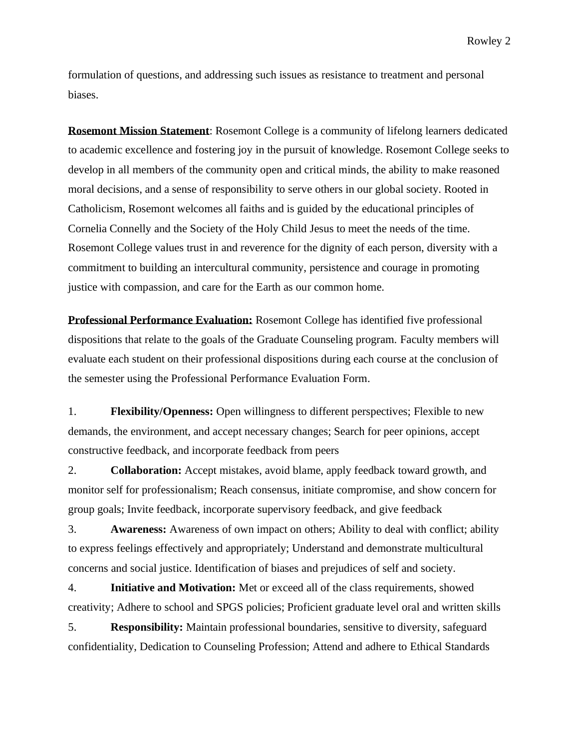formulation of questions, and addressing such issues as resistance to treatment and personal biases.

**Rosemont Mission Statement**: Rosemont College is a community of lifelong learners dedicated to academic excellence and fostering joy in the pursuit of knowledge. Rosemont College seeks to develop in all members of the community open and critical minds, the ability to make reasoned moral decisions, and a sense of responsibility to serve others in our global society. Rooted in Catholicism, Rosemont welcomes all faiths and is guided by the educational principles of Cornelia Connelly and the Society of the Holy Child Jesus to meet the needs of the time. Rosemont College values trust in and reverence for the dignity of each person, diversity with a commitment to building an intercultural community, persistence and courage in promoting justice with compassion, and care for the Earth as our common home.

**Professional Performance Evaluation:** Rosemont College has identified five professional dispositions that relate to the goals of the Graduate Counseling program. Faculty members will evaluate each student on their professional dispositions during each course at the conclusion of the semester using the Professional Performance Evaluation Form.

1. **Flexibility/Openness:** Open willingness to different perspectives; Flexible to new demands, the environment, and accept necessary changes; Search for peer opinions, accept constructive feedback, and incorporate feedback from peers
2. **Collaboration:** Accept mistakes, avoid blame, apply feedback toward growth, and monitor self for professionalism; Reach consensus, initiate compromise, and show concern for group goals; Invite feedback, incorporate supervisory feedback, and give feedback
3. **Awareness:** Awareness of own impact on others; Ability to deal with conflict; ability to express feelings effectively and appropriately; Understand and demonstrate multicultural concerns and social justice. Identification of biases and prejudices of self and society.
4. **Initiative and Motivation:** Met or exceed all of the class requirements, showed creativity; Adhere to school and SPGS policies; Proficient graduate level oral and written skills
5. **Responsibility:** Maintain professional boundaries, sensitive to diversity, safeguard confidentiality, Dedication to Counseling Profession; Attend and adhere to Ethical Standards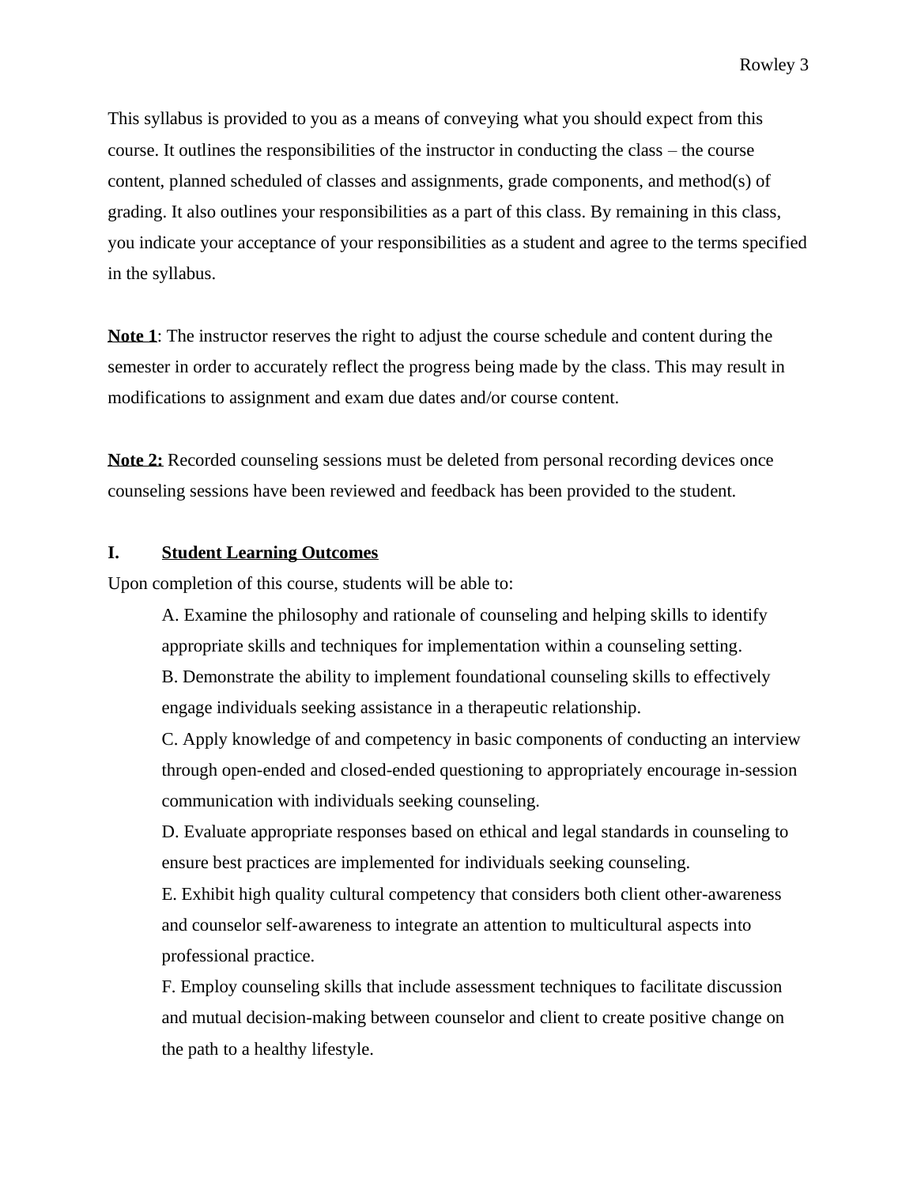This syllabus is provided to you as a means of conveying what you should expect from this course. It outlines the responsibilities of the instructor in conducting the class – the course content, planned scheduled of classes and assignments, grade components, and method(s) of grading. It also outlines your responsibilities as a part of this class. By remaining in this class, you indicate your acceptance of your responsibilities as a student and agree to the terms specified in the syllabus.

**Note 1**: The instructor reserves the right to adjust the course schedule and content during the semester in order to accurately reflect the progress being made by the class. This may result in modifications to assignment and exam due dates and/or course content.

**Note 2:** Recorded counseling sessions must be deleted from personal recording devices once counseling sessions have been reviewed and feedback has been provided to the student.

## I. Student Learning Outcomes

Upon completion of this course, students will be able to:

A. Examine the philosophy and rationale of counseling and helping skills to identify appropriate skills and techniques for implementation within a counseling setting.

B. Demonstrate the ability to implement foundational counseling skills to effectively engage individuals seeking assistance in a therapeutic relationship.

C. Apply knowledge of and competency in basic components of conducting an interview through open-ended and closed-ended questioning to appropriately encourage in-session communication with individuals seeking counseling.

D. Evaluate appropriate responses based on ethical and legal standards in counseling to ensure best practices are implemented for individuals seeking counseling.

E. Exhibit high quality cultural competency that considers both client other-awareness and counselor self-awareness to integrate an attention to multicultural aspects into professional practice.

F. Employ counseling skills that include assessment techniques to facilitate discussion and mutual decision-making between counselor and client to create positive change on the path to a healthy lifestyle.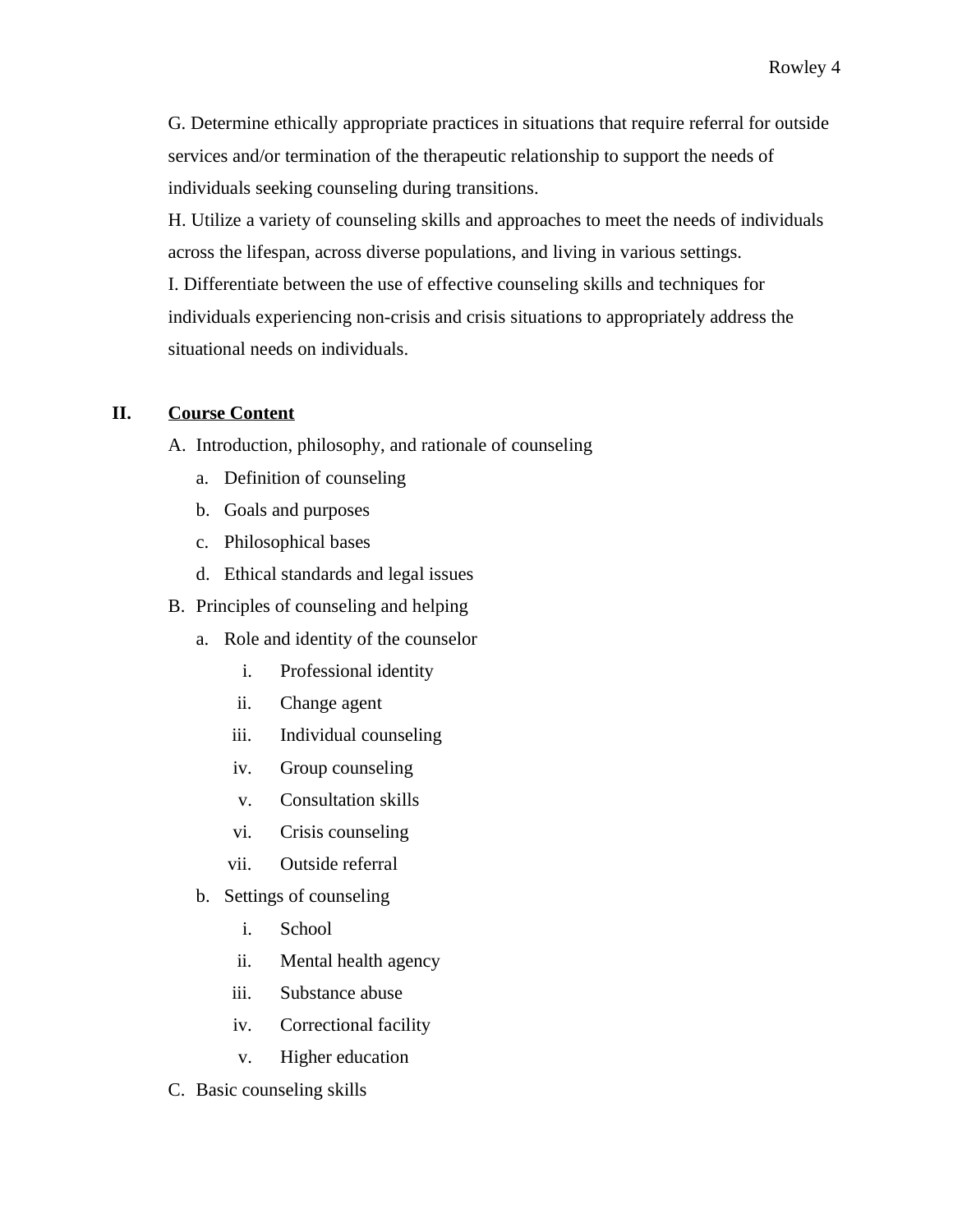G. Determine ethically appropriate practices in situations that require referral for outside services and/or termination of the therapeutic relationship to support the needs of individuals seeking counseling during transitions.

H. Utilize a variety of counseling skills and approaches to meet the needs of individuals across the lifespan, across diverse populations, and living in various settings.

I. Differentiate between the use of effective counseling skills and techniques for individuals experiencing non-crisis and crisis situations to appropriately address the situational needs on individuals.

## II. Course Content

A. Introduction, philosophy, and rationale of counseling
   a. Definition of counseling
   b. Goals and purposes
   c. Philosophical bases
   d. Ethical standards and legal issues

B. Principles of counseling and helping
   a. Role and identity of the counselor
      i. Professional identity
      ii. Change agent
      iii. Individual counseling
      iv. Group counseling
      v. Consultation skills
      vi. Crisis counseling
      vii. Outside referral
   b. Settings of counseling
      i. School
      ii. Mental health agency
      iii. Substance abuse
      iv. Correctional facility
      v. Higher education

C. Basic counseling skills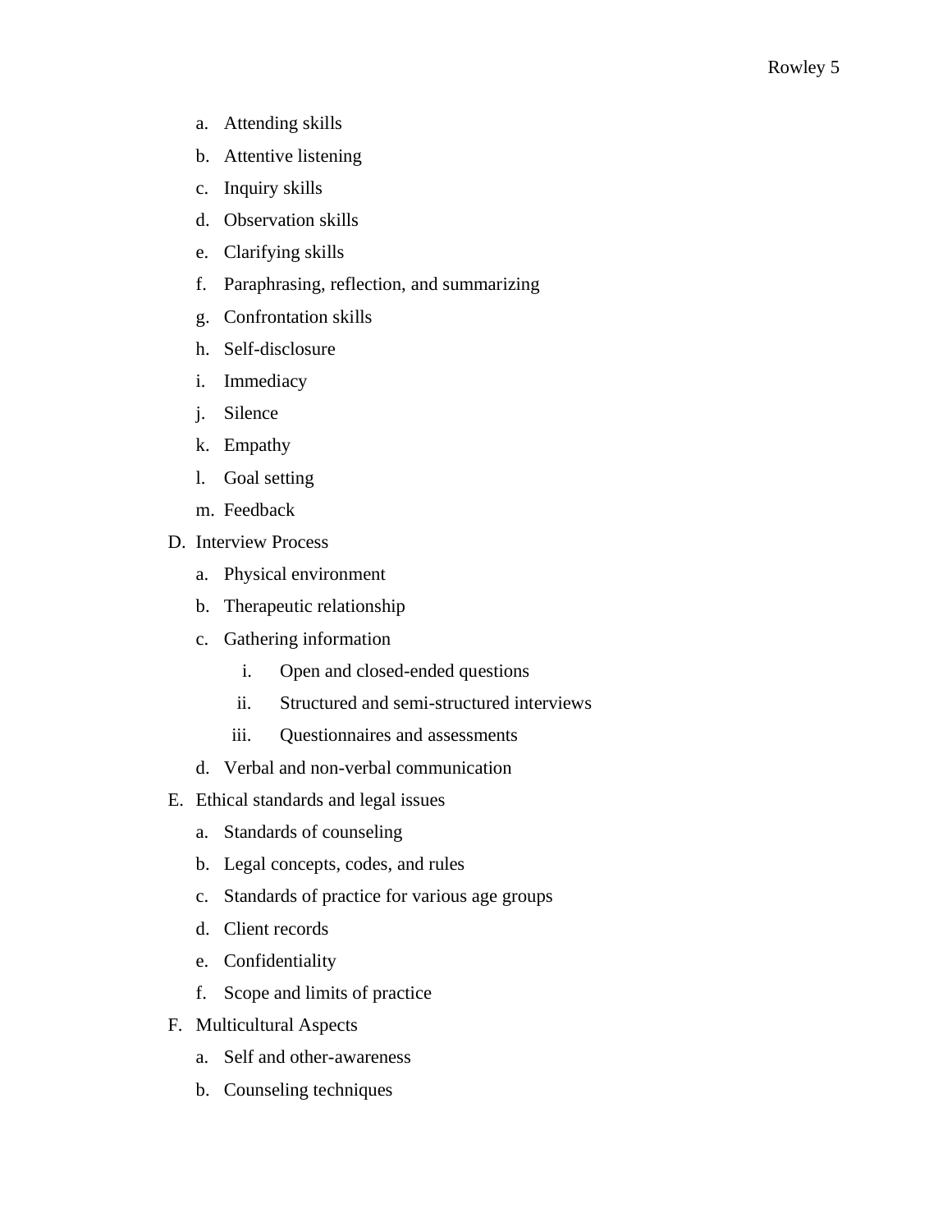a. Attending skills
   b. Attentive listening
   c. Inquiry skills
   d. Observation skills
   e. Clarifying skills
   f. Paraphrasing, reflection, and summarizing
   g. Confrontation skills
   h. Self-disclosure
   i. Immediacy
   j. Silence
   k. Empathy
   l. Goal setting
   m. Feedback

D. Interview Process
   a. Physical environment
   b. Therapeutic relationship
   c. Gathering information
      i. Open and closed-ended questions
      ii. Structured and semi-structured interviews
      iii. Questionnaires and assessments
   d. Verbal and non-verbal communication

E. Ethical standards and legal issues
   a. Standards of counseling
   b. Legal concepts, codes, and rules
   c. Standards of practice for various age groups
   d. Client records
   e. Confidentiality
   f. Scope and limits of practice

F. Multicultural Aspects
   a. Self and other-awareness
   b. Counseling techniques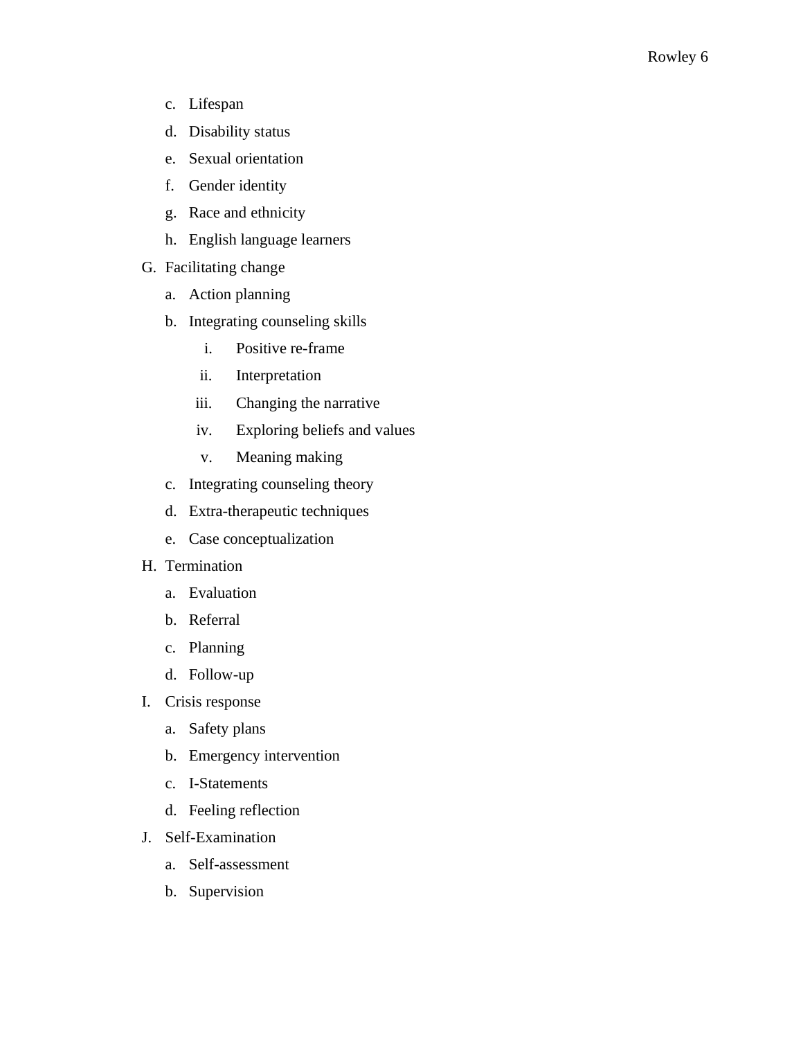c. Lifespan
   d. Disability status
   e. Sexual orientation
   f. Gender identity
   g. Race and ethnicity
   h. English language learners

G. Facilitating change
   a. Action planning
   b. Integrating counseling skills
      i. Positive re-frame
      ii. Interpretation
      iii. Changing the narrative
      iv. Exploring beliefs and values
      v. Meaning making
   c. Integrating counseling theory
   d. Extra-therapeutic techniques
   e. Case conceptualization

H. Termination
   a. Evaluation
   b. Referral
   c. Planning
   d. Follow-up

I. Crisis response
   a. Safety plans
   b. Emergency intervention
   c. I-Statements
   d. Feeling reflection

J. Self-Examination
   a. Self-assessment
   b. Supervision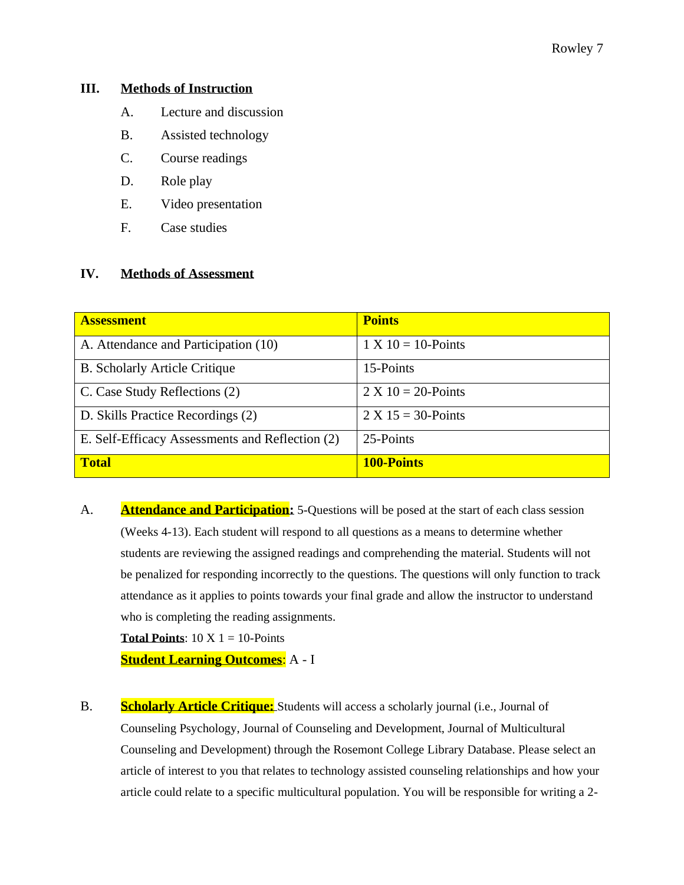## III. Methods of Instruction

A. Lecture and discussion

B. Assisted technology

C. Course readings

D. Role play

E. Video presentation

F. Case studies

## IV. Methods of Assessment

| **Assessment** | **Points** |
|---|---|
| A. Attendance and Participation (10) | 1 X 10 = 10-Points |
| B. Scholarly Article Critique | 15-Points |
| C. Case Study Reflections (2) | 2 X 10 = 20-Points |
| D. Skills Practice Recordings (2) | 2 X 15 = 30-Points |
| E. Self-Efficacy Assessments and Reflection (2) | 25-Points |
| **Total** | **100-Points** |

A. **Attendance and Participation:** 5-Questions will be posed at the start of each class session (Weeks 4-13). Each student will respond to all questions as a means to determine whether students are reviewing the assigned readings and comprehending the material. Students will not be penalized for responding incorrectly to the questions. The questions will only function to track attendance as it applies to points towards your final grade and allow the instructor to understand who is completing the reading assignments.

**Total Points**: 10 X 1 = 10-Points

**Student Learning Outcomes**: A - I

B. **Scholarly Article Critique:** Students will access a scholarly journal (i.e., Journal of Counseling Psychology, Journal of Counseling and Development, Journal of Multicultural Counseling and Development) through the Rosemont College Library Database. Please select an article of interest to you that relates to technology assisted counseling relationships and how your article could relate to a specific multicultural population. You will be responsible for writing a 2-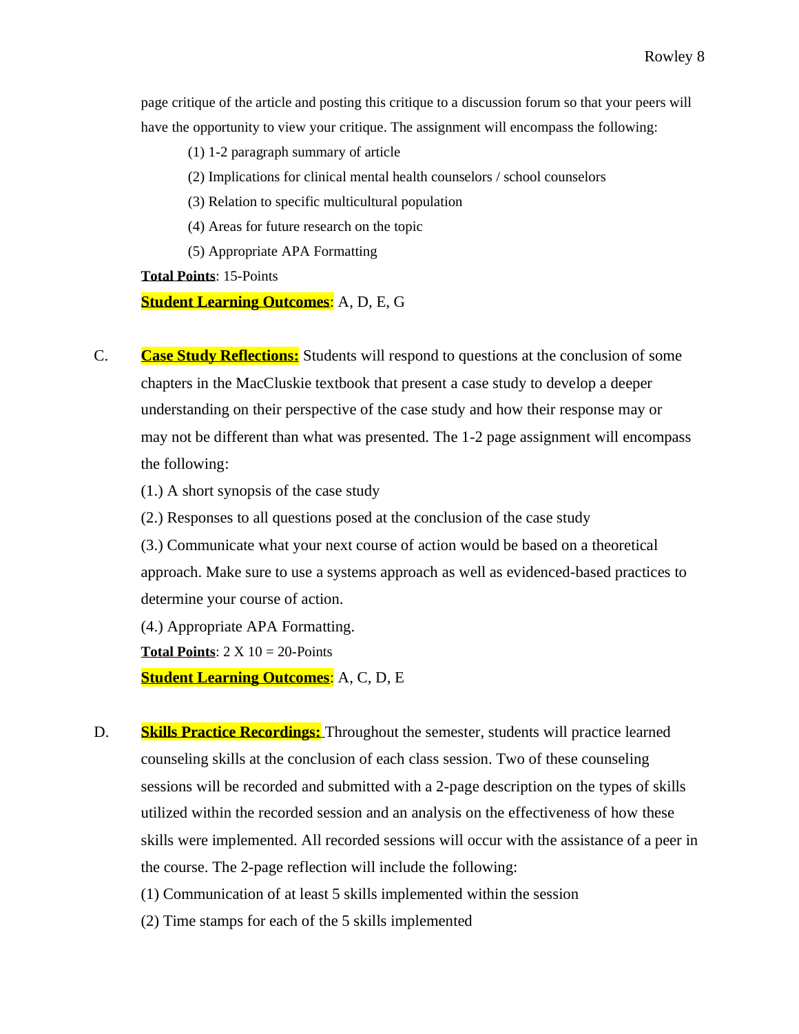page critique of the article and posting this critique to a discussion forum so that your peers will have the opportunity to view your critique. The assignment will encompass the following:

(1) 1-2 paragraph summary of article

(2) Implications for clinical mental health counselors / school counselors

(3) Relation to specific multicultural population

(4) Areas for future research on the topic

(5) Appropriate APA Formatting

**Total Points**: 15-Points

**Student Learning Outcomes**: A, D, E, G

C. **Case Study Reflections:** Students will respond to questions at the conclusion of some chapters in the MacCluskie textbook that present a case study to develop a deeper understanding on their perspective of the case study and how their response may or may not be different than what was presented. The 1-2 page assignment will encompass the following:

(1.) A short synopsis of the case study

(2.) Responses to all questions posed at the conclusion of the case study

(3.) Communicate what your next course of action would be based on a theoretical approach. Make sure to use a systems approach as well as evidenced-based practices to determine your course of action.

(4.) Appropriate APA Formatting.

**Total Points**: 2 X 10 = 20-Points

**Student Learning Outcomes**: A, C, D, E

D. **Skills Practice Recordings:** Throughout the semester, students will practice learned counseling skills at the conclusion of each class session. Two of these counseling sessions will be recorded and submitted with a 2-page description on the types of skills utilized within the recorded session and an analysis on the effectiveness of how these skills were implemented. All recorded sessions will occur with the assistance of a peer in the course. The 2-page reflection will include the following:

(1) Communication of at least 5 skills implemented within the session

(2) Time stamps for each of the 5 skills implemented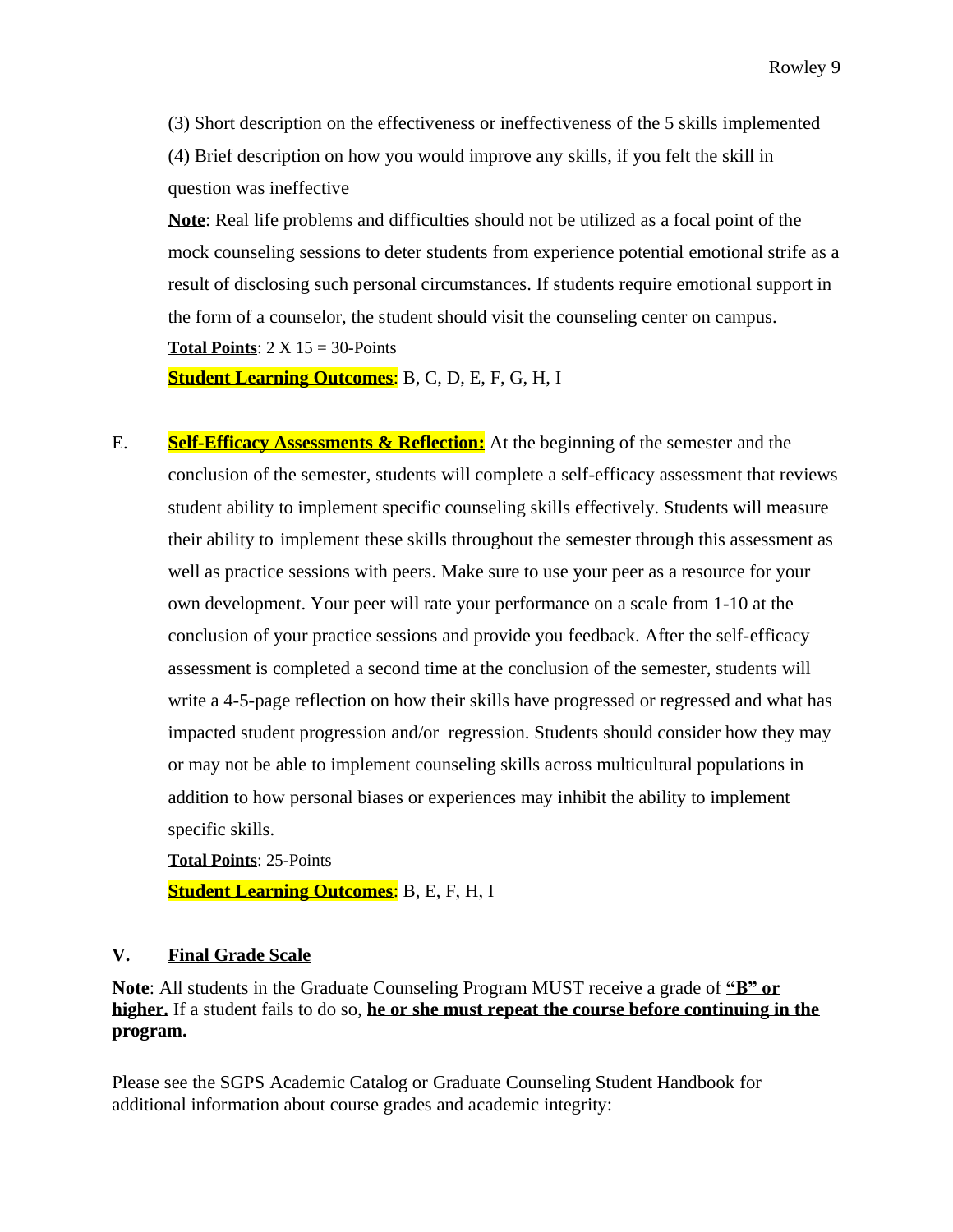(3) Short description on the effectiveness or ineffectiveness of the 5 skills implemented

(4) Brief description on how you would improve any skills, if you felt the skill in question was ineffective

**Note**: Real life problems and difficulties should not be utilized as a focal point of the mock counseling sessions to deter students from experience potential emotional strife as a result of disclosing such personal circumstances. If students require emotional support in the form of a counselor, the student should visit the counseling center on campus.

**Total Points**: 2 X 15 = 30-Points

**Student Learning Outcomes**: B, C, D, E, F, G, H, I

E. **Self-Efficacy Assessments & Reflection:** At the beginning of the semester and the conclusion of the semester, students will complete a self-efficacy assessment that reviews student ability to implement specific counseling skills effectively. Students will measure their ability to implement these skills throughout the semester through this assessment as well as practice sessions with peers. Make sure to use your peer as a resource for your own development. Your peer will rate your performance on a scale from 1-10 at the conclusion of your practice sessions and provide you feedback. After the self-efficacy assessment is completed a second time at the conclusion of the semester, students will write a 4-5-page reflection on how their skills have progressed or regressed and what has impacted student progression and/or regression. Students should consider how they may or may not be able to implement counseling skills across multicultural populations in addition to how personal biases or experiences may inhibit the ability to implement specific skills.

**Total Points**: 25-Points

**Student Learning Outcomes**: B, E, F, H, I

## V. Final Grade Scale

**Note**: All students in the Graduate Counseling Program MUST receive a grade of **"B" or higher.** If a student fails to do so, **he or she must repeat the course before continuing in the program.**

Please see the SGPS Academic Catalog or Graduate Counseling Student Handbook for additional information about course grades and academic integrity: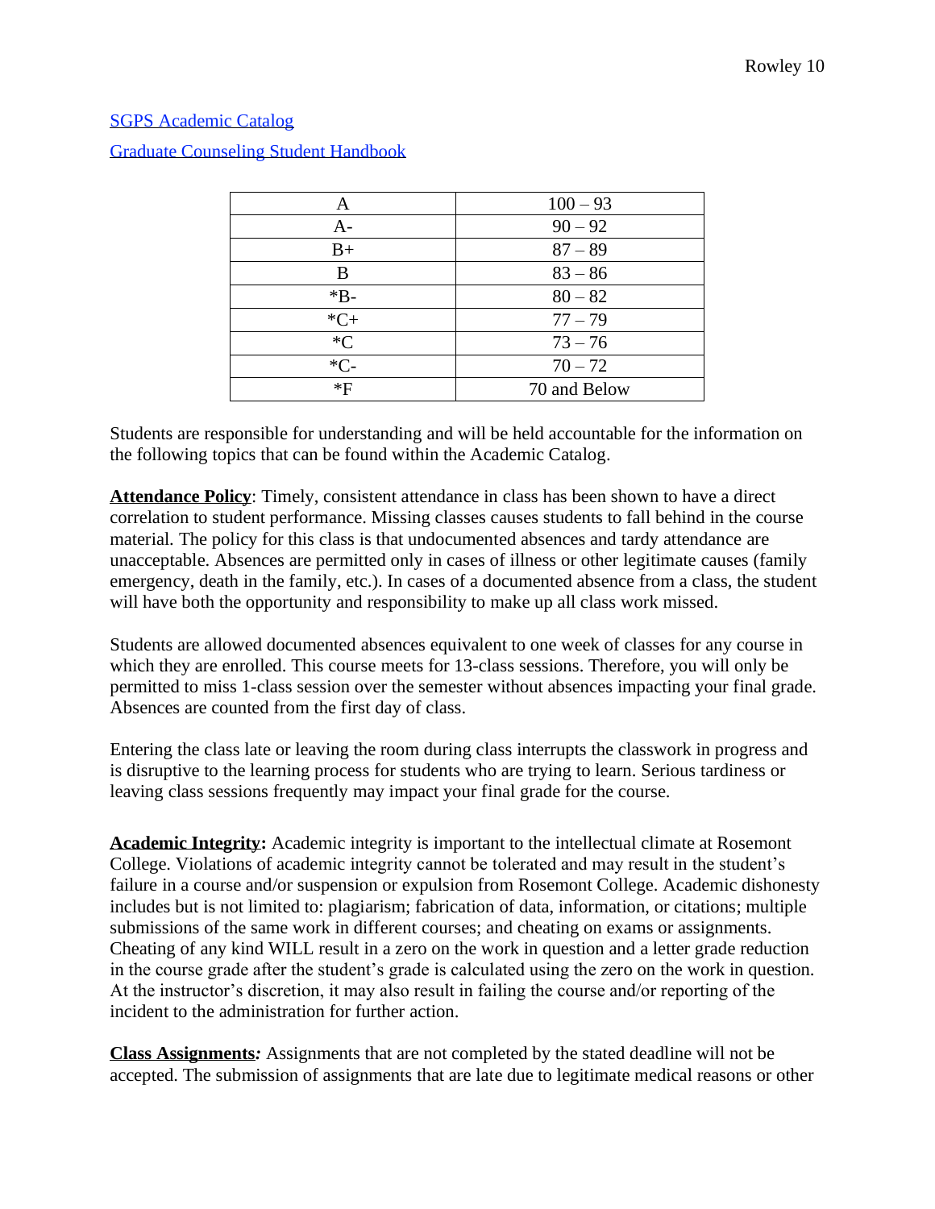[SGPS Academic Catalog](#)

[Graduate Counseling Student Handbook](#)

| A | 100 – 93 |
|---|---|
| A- | 90 – 92 |
| B+ | 87 – 89 |
| B | 83 – 86 |
| *B- | 80 – 82 |
| *C+ | 77 – 79 |
| *C | 73 – 76 |
| *C- | 70 – 72 |
| *F | 70 and Below |

Students are responsible for understanding and will be held accountable for the information on the following topics that can be found within the Academic Catalog.

**Attendance Policy**: Timely, consistent attendance in class has been shown to have a direct correlation to student performance. Missing classes causes students to fall behind in the course material. The policy for this class is that undocumented absences and tardy attendance are unacceptable. Absences are permitted only in cases of illness or other legitimate causes (family emergency, death in the family, etc.). In cases of a documented absence from a class, the student will have both the opportunity and responsibility to make up all class work missed.

Students are allowed documented absences equivalent to one week of classes for any course in which they are enrolled. This course meets for 13-class sessions. Therefore, you will only be permitted to miss 1-class session over the semester without absences impacting your final grade. Absences are counted from the first day of class.

Entering the class late or leaving the room during class interrupts the classwork in progress and is disruptive to the learning process for students who are trying to learn. Serious tardiness or leaving class sessions frequently may impact your final grade for the course.

**Academic Integrity:** Academic integrity is important to the intellectual climate at Rosemont College. Violations of academic integrity cannot be tolerated and may result in the student's failure in a course and/or suspension or expulsion from Rosemont College. Academic dishonesty includes but is not limited to: plagiarism; fabrication of data, information, or citations; multiple submissions of the same work in different courses; and cheating on exams or assignments. Cheating of any kind WILL result in a zero on the work in question and a letter grade reduction in the course grade after the student's grade is calculated using the zero on the work in question. At the instructor's discretion, it may also result in failing the course and/or reporting of the incident to the administration for further action.

***Class Assignments:*** Assignments that are not completed by the stated deadline will not be accepted. The submission of assignments that are late due to legitimate medical reasons or other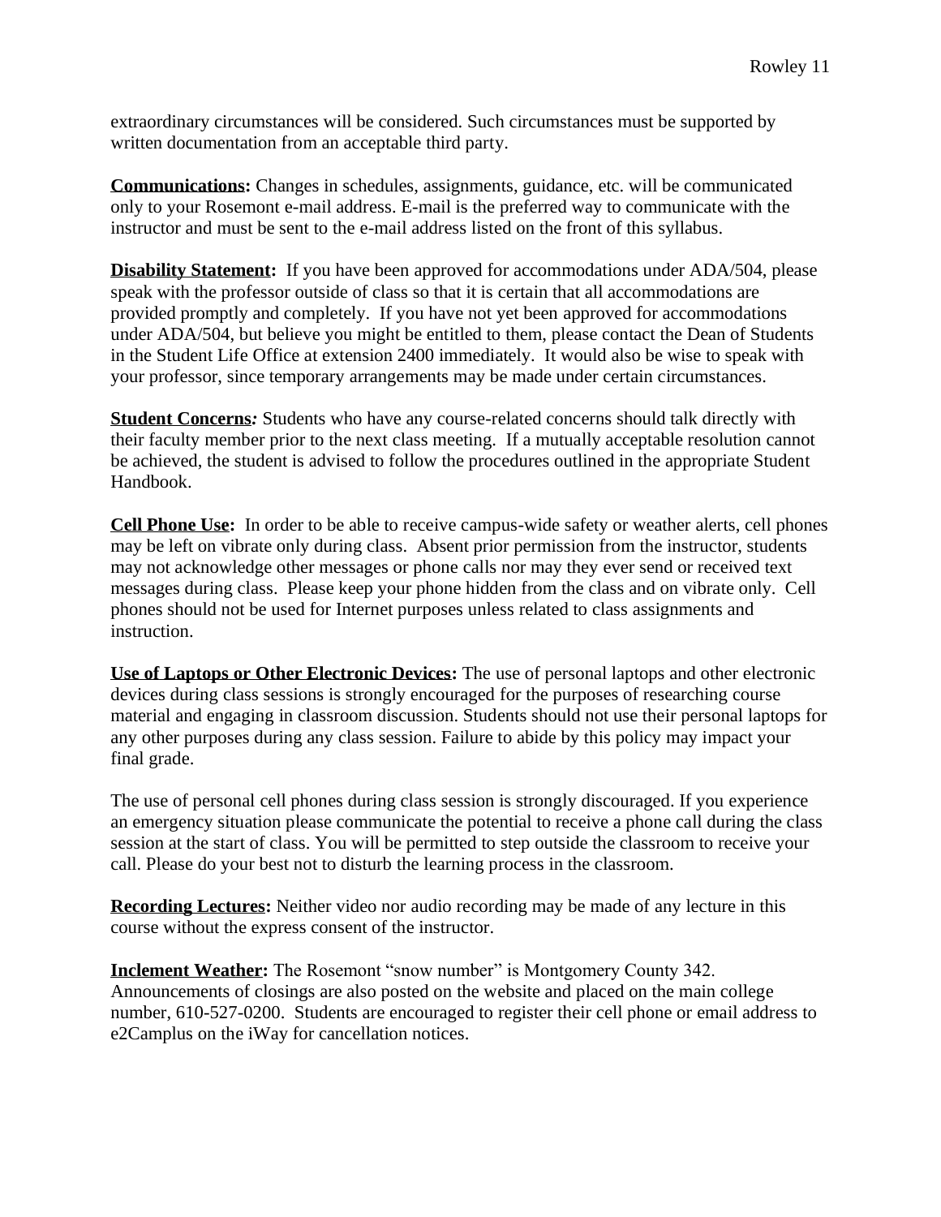extraordinary circumstances will be considered. Such circumstances must be supported by written documentation from an acceptable third party.

**Communications:** Changes in schedules, assignments, guidance, etc. will be communicated only to your Rosemont e-mail address. E-mail is the preferred way to communicate with the instructor and must be sent to the e-mail address listed on the front of this syllabus.

**Disability Statement:** If you have been approved for accommodations under ADA/504, please speak with the professor outside of class so that it is certain that all accommodations are provided promptly and completely. If you have not yet been approved for accommodations under ADA/504, but believe you might be entitled to them, please contact the Dean of Students in the Student Life Office at extension 2400 immediately. It would also be wise to speak with your professor, since temporary arrangements may be made under certain circumstances.

**Student Concerns***:* Students who have any course-related concerns should talk directly with their faculty member prior to the next class meeting. If a mutually acceptable resolution cannot be achieved, the student is advised to follow the procedures outlined in the appropriate Student Handbook.

**Cell Phone Use:** In order to be able to receive campus-wide safety or weather alerts, cell phones may be left on vibrate only during class. Absent prior permission from the instructor, students may not acknowledge other messages or phone calls nor may they ever send or received text messages during class. Please keep your phone hidden from the class and on vibrate only. Cell phones should not be used for Internet purposes unless related to class assignments and instruction.

**Use of Laptops or Other Electronic Devices:** The use of personal laptops and other electronic devices during class sessions is strongly encouraged for the purposes of researching course material and engaging in classroom discussion. Students should not use their personal laptops for any other purposes during any class session. Failure to abide by this policy may impact your final grade.

The use of personal cell phones during class session is strongly discouraged. If you experience an emergency situation please communicate the potential to receive a phone call during the class session at the start of class. You will be permitted to step outside the classroom to receive your call. Please do your best not to disturb the learning process in the classroom.

**Recording Lectures:** Neither video nor audio recording may be made of any lecture in this course without the express consent of the instructor.

**Inclement Weather:** The Rosemont "snow number" is Montgomery County 342. Announcements of closings are also posted on the website and placed on the main college number, 610-527-0200. Students are encouraged to register their cell phone or email address to e2Camplus on the iWay for cancellation notices.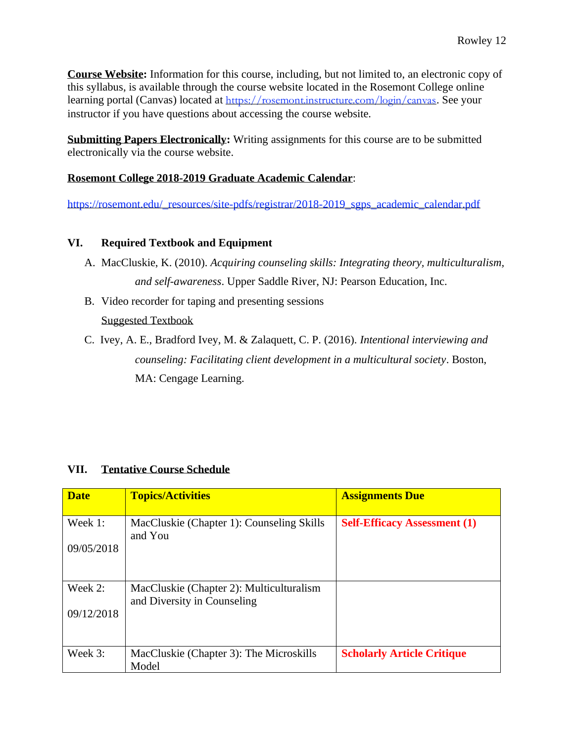**Course Website:** Information for this course, including, but not limited to, an electronic copy of this syllabus, is available through the course website located in the Rosemont College online learning portal (Canvas) located at https://rosemont.instructure.com/login/canvas. See your instructor if you have questions about accessing the course website.

**Submitting Papers Electronically:** Writing assignments for this course are to be submitted electronically via the course website.

**Rosemont College 2018-2019 Graduate Academic Calendar**:

https://rosemont.edu/_resources/site-pdfs/registrar/2018-2019_sgps_academic_calendar.pdf

## VI. Required Textbook and Equipment

A. MacCluskie, K. (2010). *Acquiring counseling skills: Integrating theory, multiculturalism, and self-awareness*. Upper Saddle River, NJ: Pearson Education, Inc.

B. Video recorder for taping and presenting sessions

Suggested Textbook

C. Ivey, A. E., Bradford Ivey, M. & Zalaquett, C. P. (2016). *Intentional interviewing and counseling: Facilitating client development in a multicultural society*. Boston, MA: Cengage Learning.

## VII. Tentative Course Schedule

| Date | Topics/Activities | Assignments Due |
| --- | --- | --- |
| Week 1: 09/05/2018 | MacCluskie (Chapter 1): Counseling Skills and You | **Self-Efficacy Assessment (1)** |
| Week 2: 09/12/2018 | MacCluskie (Chapter 2): Multiculturalism and Diversity in Counseling | |
| Week 3: | MacCluskie (Chapter 3): The Microskills Model | **Scholarly Article Critique** |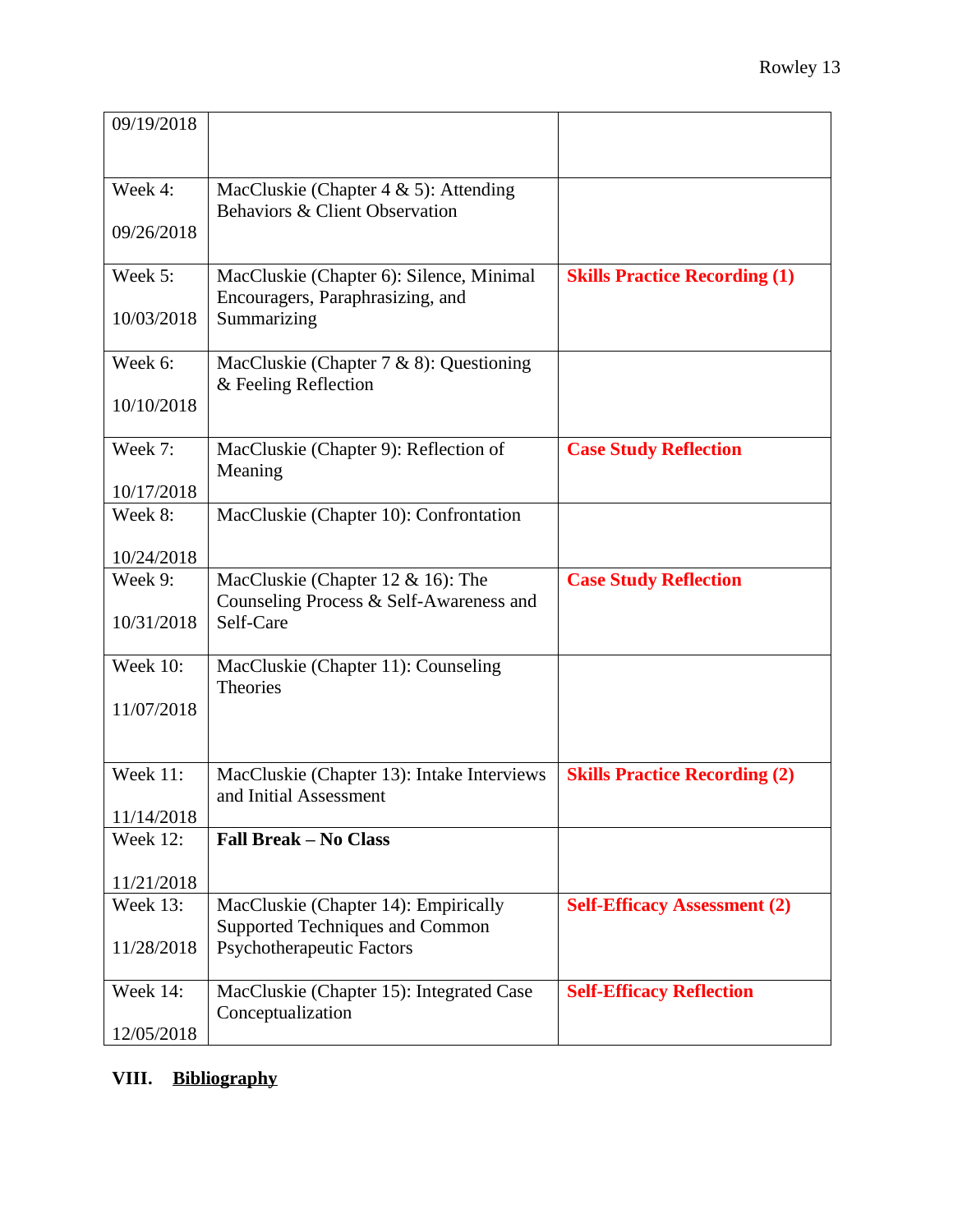| | | |
|---|---|---|
| 09/19/2018 | | |
| Week 4: 09/26/2018 | MacCluskie (Chapter 4 & 5): Attending Behaviors & Client Observation | |
| Week 5: 10/03/2018 | MacCluskie (Chapter 6): Silence, Minimal Encouragers, Paraphrasizing, and Summarizing | **Skills Practice Recording (1)** |
| Week 6: 10/10/2018 | MacCluskie (Chapter 7 & 8): Questioning & Feeling Reflection | |
| Week 7: 10/17/2018 | MacCluskie (Chapter 9): Reflection of Meaning | **Case Study Reflection** |
| Week 8: 10/24/2018 | MacCluskie (Chapter 10): Confrontation | |
| Week 9: 10/31/2018 | MacCluskie (Chapter 12 & 16): The Counseling Process & Self-Awareness and Self-Care | **Case Study Reflection** |
| Week 10: 11/07/2018 | MacCluskie (Chapter 11): Counseling Theories | |
| Week 11: 11/14/2018 | MacCluskie (Chapter 13): Intake Interviews and Initial Assessment | **Skills Practice Recording (2)** |
| Week 12: 11/21/2018 | **Fall Break – No Class** | |
| Week 13: 11/28/2018 | MacCluskie (Chapter 14): Empirically Supported Techniques and Common Psychotherapeutic Factors | **Self-Efficacy Assessment (2)** |
| Week 14: 12/05/2018 | MacCluskie (Chapter 15): Integrated Case Conceptualization | **Self-Efficacy Reflection** |

## VIII. Bibliography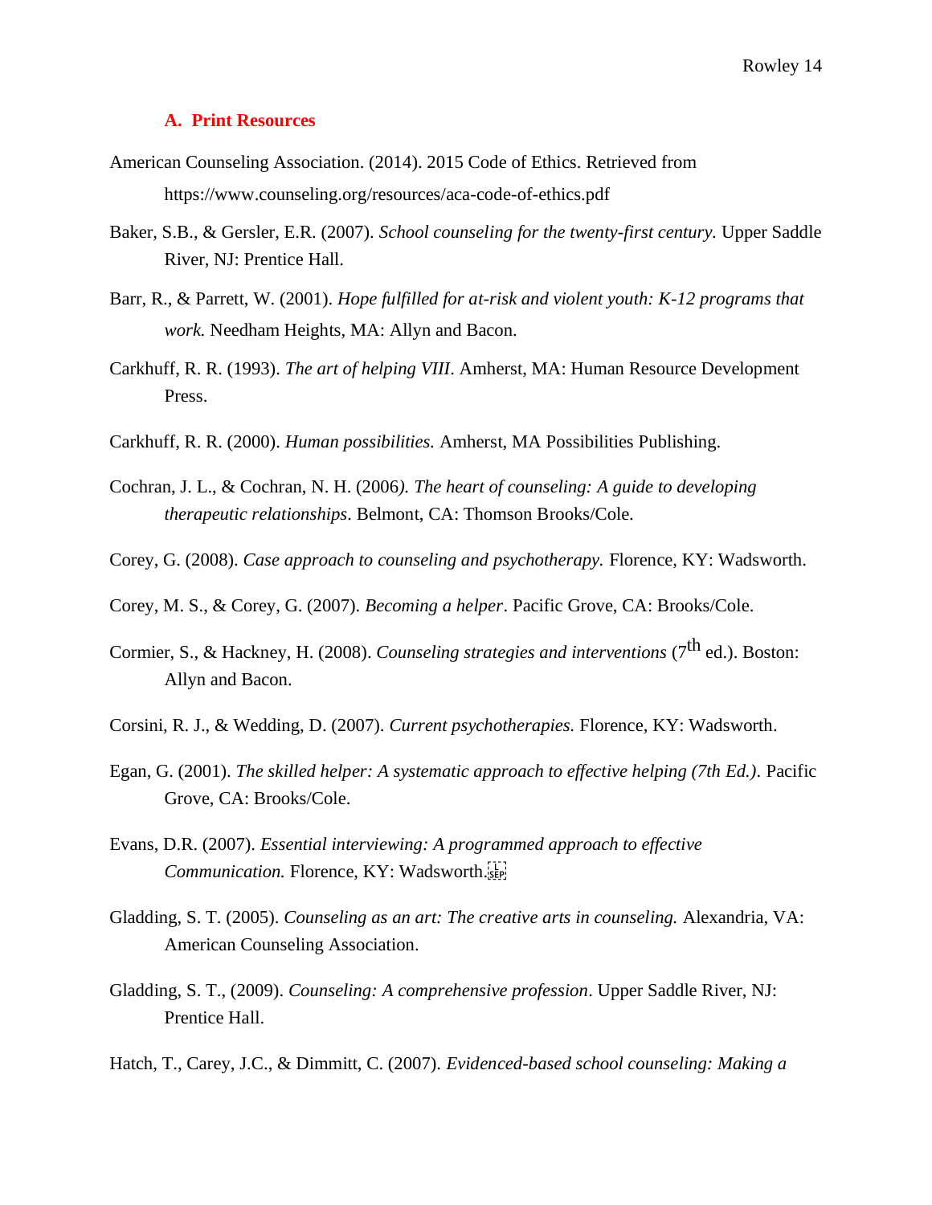### A. Print Resources

American Counseling Association. (2014). 2015 Code of Ethics. Retrieved from https://www.counseling.org/resources/aca-code-of-ethics.pdf

Baker, S.B., & Gersler, E.R. (2007). *School counseling for the twenty-first century.* Upper Saddle River, NJ: Prentice Hall.

Barr, R., & Parrett, W. (2001). *Hope fulfilled for at-risk and violent youth: K-12 programs that work.* Needham Heights, MA: Allyn and Bacon.

Carkhuff, R. R. (1993). *The art of helping VIII*. Amherst, MA: Human Resource Development Press.

Carkhuff, R. R. (2000). *Human possibilities.* Amherst, MA Possibilities Publishing.

Cochran, J. L., & Cochran, N. H. (2006*). The heart of counseling: A guide to developing therapeutic relationships*. Belmont, CA: Thomson Brooks/Cole.

Corey, G. (2008). *Case approach to counseling and psychotherapy.* Florence, KY: Wadsworth.

Corey, M. S., & Corey, G. (2007). *Becoming a helper*. Pacific Grove, CA: Brooks/Cole.

Cormier, S., & Hackney, H. (2008). *Counseling strategies and interventions* (7th ed.). Boston: Allyn and Bacon.

Corsini, R. J., & Wedding, D. (2007). *Current psychotherapies.* Florence, KY: Wadsworth.

Egan, G. (2001). *The skilled helper: A systematic approach to effective helping (7th Ed.)*. Pacific Grove, CA: Brooks/Cole.

Evans, D.R. (2007). *Essential interviewing: A programmed approach to effective Communication.* Florence, KY: Wadsworth.

Gladding, S. T. (2005). *Counseling as an art: The creative arts in counseling.* Alexandria, VA: American Counseling Association.

Gladding, S. T., (2009). *Counseling: A comprehensive profession*. Upper Saddle River, NJ: Prentice Hall.

Hatch, T., Carey, J.C., & Dimmitt, C. (2007). *Evidenced-based school counseling: Making a*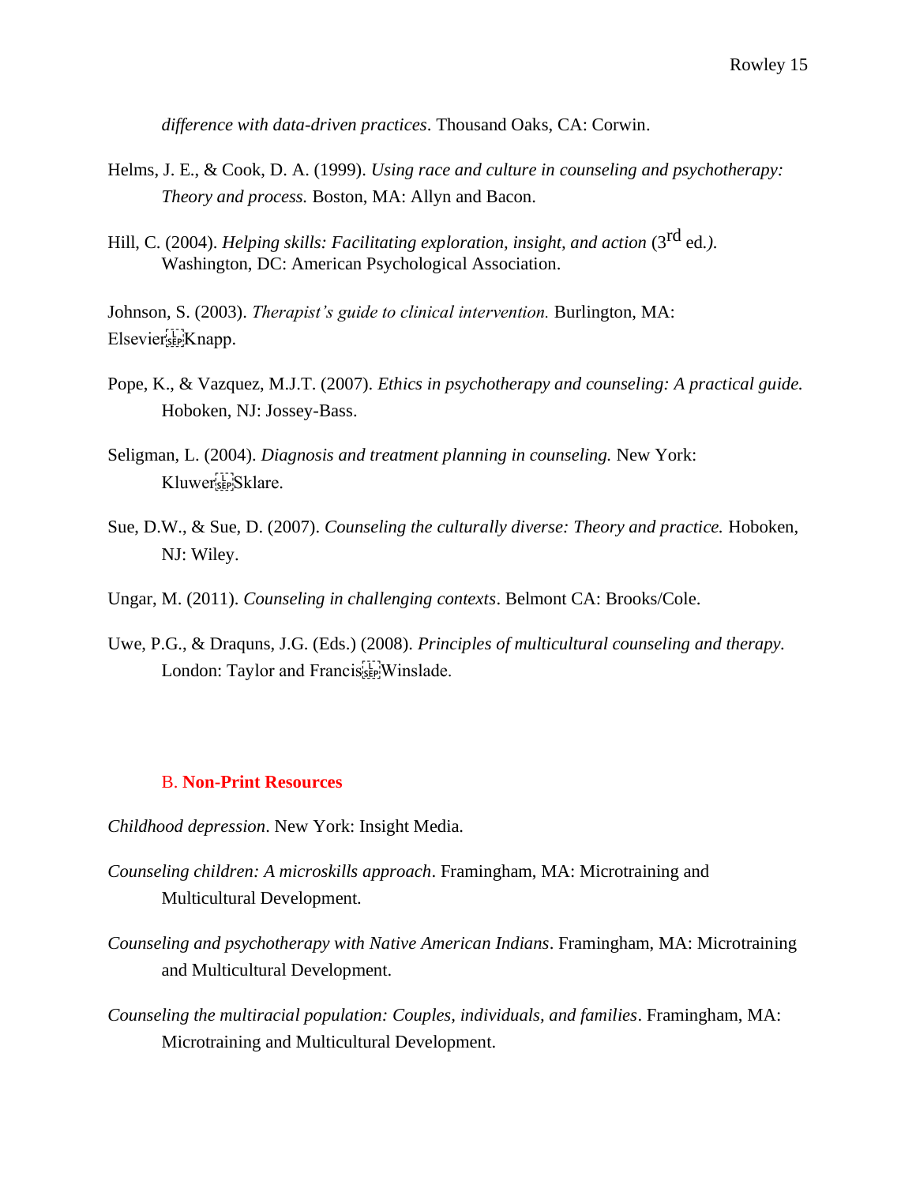*difference with data-driven practices*. Thousand Oaks, CA: Corwin.

Helms, J. E., & Cook, D. A. (1999). *Using race and culture in counseling and psychotherapy: Theory and process.* Boston, MA: Allyn and Bacon.

Hill, C. (2004). *Helping skills: Facilitating exploration, insight, and action* (3rd ed.). Washington, DC: American Psychological Association.

Johnson, S. (2003). *Therapist's guide to clinical intervention.* Burlington, MA: Elsevier Knapp.

Pope, K., & Vazquez, M.J.T. (2007). *Ethics in psychotherapy and counseling: A practical guide.* Hoboken, NJ: Jossey-Bass.

Seligman, L. (2004). *Diagnosis and treatment planning in counseling.* New York: Kluwer Sklare.

Sue, D.W., & Sue, D. (2007). *Counseling the culturally diverse: Theory and practice.* Hoboken, NJ: Wiley.

Ungar, M. (2011). *Counseling in challenging contexts*. Belmont CA: Brooks/Cole.

Uwe, P.G., & Draquns, J.G. (Eds.) (2008). *Principles of multicultural counseling and therapy.* London: Taylor and Francis Winslade.

## B. **Non-Print Resources**

*Childhood depression*. New York: Insight Media.

*Counseling children: A microskills approach*. Framingham, MA: Microtraining and Multicultural Development.

*Counseling and psychotherapy with Native American Indians*. Framingham, MA: Microtraining and Multicultural Development.

*Counseling the multiracial population: Couples, individuals, and families*. Framingham, MA: Microtraining and Multicultural Development.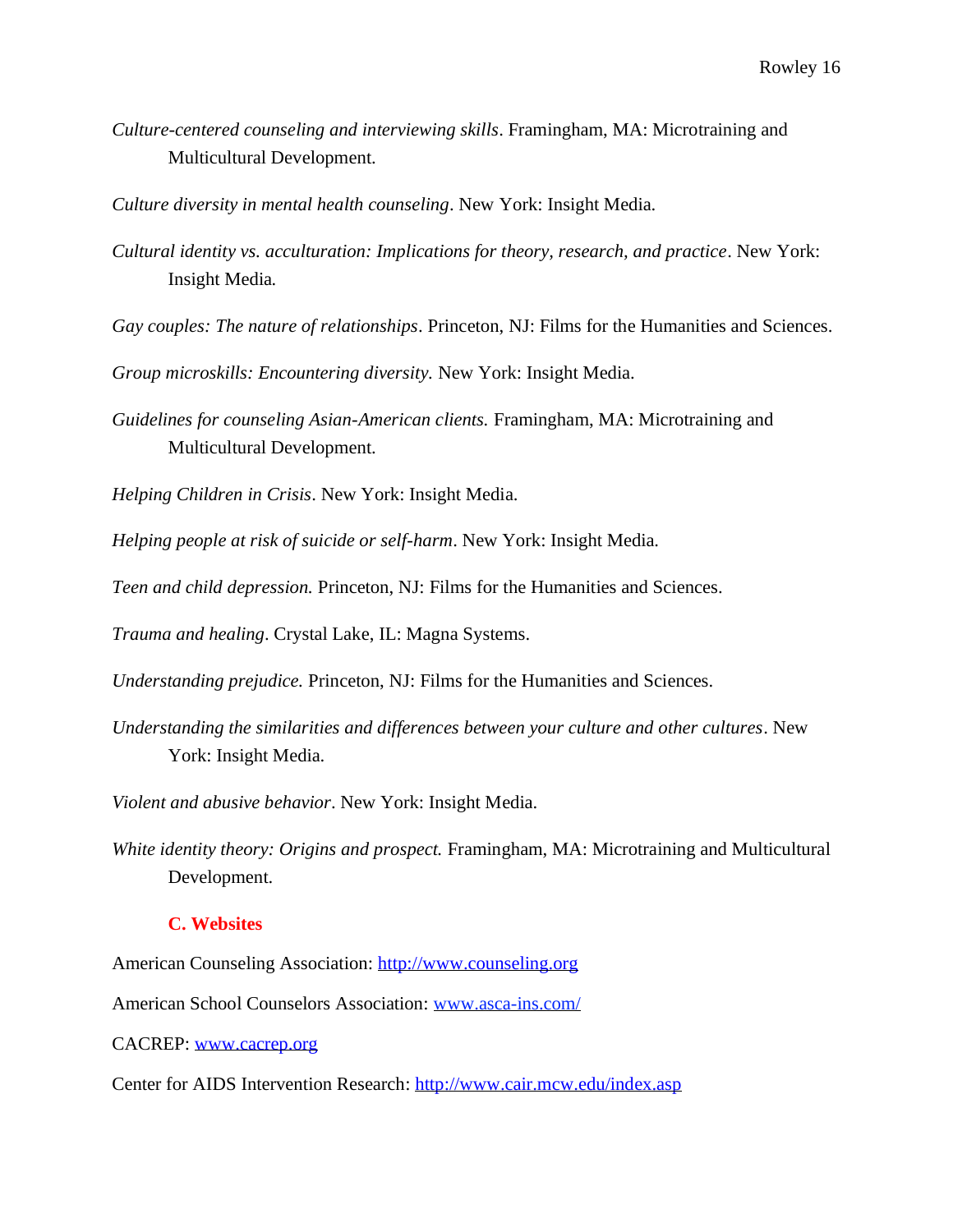*Culture-centered counseling and interviewing skills*. Framingham, MA: Microtraining and Multicultural Development.

*Culture diversity in mental health counseling*. New York: Insight Media.

*Cultural identity vs. acculturation: Implications for theory, research, and practice*. New York: Insight Media.

*Gay couples: The nature of relationships*. Princeton, NJ: Films for the Humanities and Sciences.

*Group microskills: Encountering diversity.* New York: Insight Media.

*Guidelines for counseling Asian-American clients.* Framingham, MA: Microtraining and Multicultural Development.

*Helping Children in Crisis*. New York: Insight Media.

*Helping people at risk of suicide or self-harm*. New York: Insight Media.

*Teen and child depression.* Princeton, NJ: Films for the Humanities and Sciences.

*Trauma and healing*. Crystal Lake, IL: Magna Systems.

*Understanding prejudice.* Princeton, NJ: Films for the Humanities and Sciences.

*Understanding the similarities and differences between your culture and other cultures*. New York: Insight Media.

*Violent and abusive behavior*. New York: Insight Media.

*White identity theory: Origins and prospect.* Framingham, MA: Microtraining and Multicultural Development.

### C. Websites

American Counseling Association: http://www.counseling.org

American School Counselors Association: www.asca-ins.com/

CACREP: www.cacrep.org

Center for AIDS Intervention Research: http://www.cair.mcw.edu/index.asp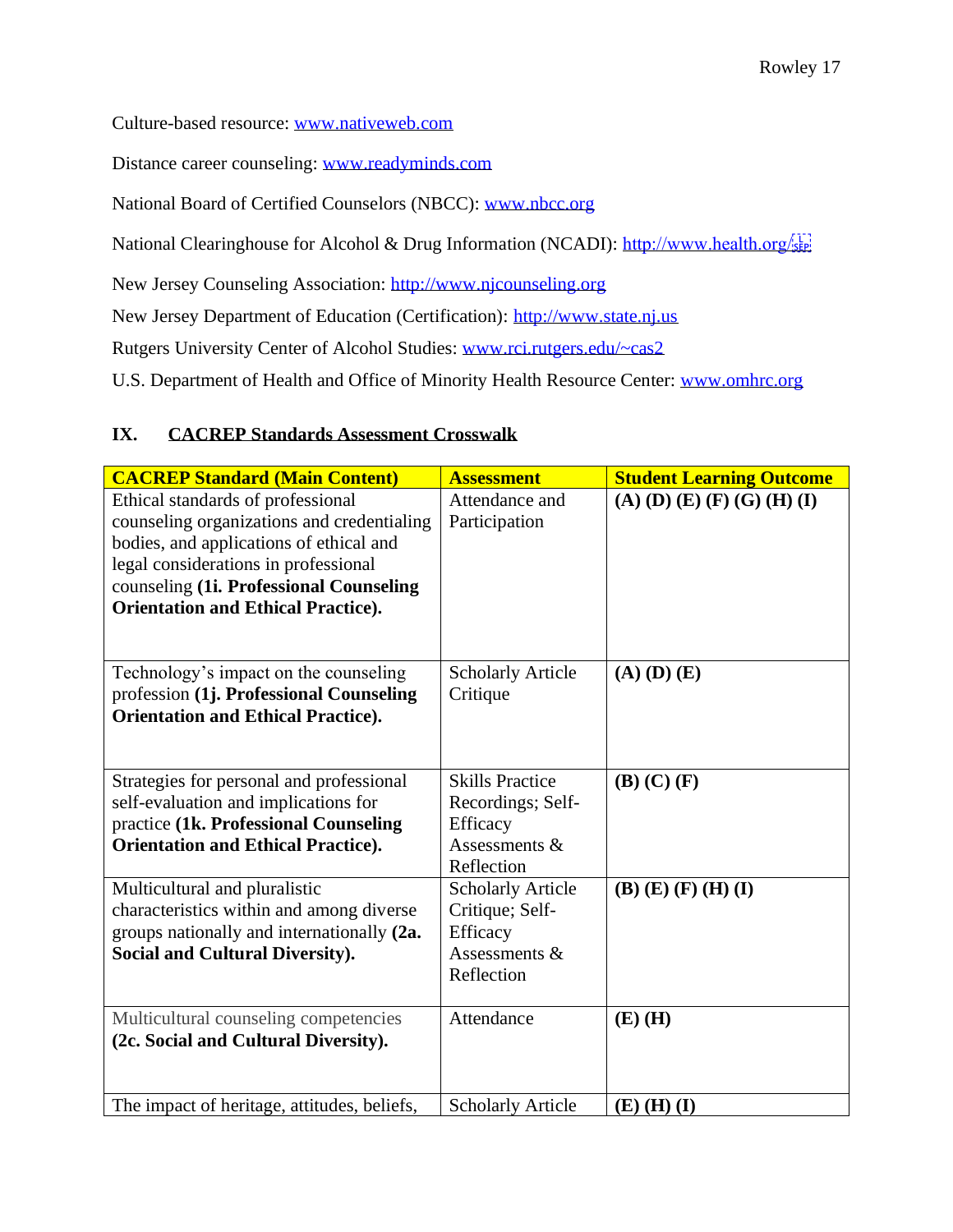Culture-based resource: www.nativeweb.com

Distance career counseling: www.readyminds.com

National Board of Certified Counselors (NBCC): www.nbcc.org

National Clearinghouse for Alcohol & Drug Information (NCADI): http://www.health.org/

New Jersey Counseling Association: http://www.njcounseling.org

New Jersey Department of Education (Certification): http://www.state.nj.us

Rutgers University Center of Alcohol Studies: www.rci.rutgers.edu/~cas2

U.S. Department of Health and Office of Minority Health Resource Center: www.omhrc.org

## IX. CACREP Standards Assessment Crosswalk

| **CACREP Standard (Main Content)** | **Assessment** | **Student Learning Outcome** |
|---|---|---|
| Ethical standards of professional counseling organizations and credentialing bodies, and applications of ethical and legal considerations in professional counseling **(1i. Professional Counseling Orientation and Ethical Practice).** | Attendance and Participation | **(A) (D) (E) (F) (G) (H) (I)** |
| Technology's impact on the counseling profession **(1j. Professional Counseling Orientation and Ethical Practice).** | Scholarly Article Critique | **(A) (D) (E)** |
| Strategies for personal and professional self-evaluation and implications for practice **(1k. Professional Counseling Orientation and Ethical Practice).** | Skills Practice Recordings; Self-Efficacy Assessments & Reflection | **(B) (C) (F)** |
| Multicultural and pluralistic characteristics within and among diverse groups nationally and internationally **(2a. Social and Cultural Diversity).** | Scholarly Article Critique; Self-Efficacy Assessments & Reflection | **(B) (E) (F) (H) (I)** |
| Multicultural counseling competencies **(2c. Social and Cultural Diversity).** | Attendance | **(E) (H)** |
| The impact of heritage, attitudes, beliefs, | Scholarly Article | **(E) (H) (I)** |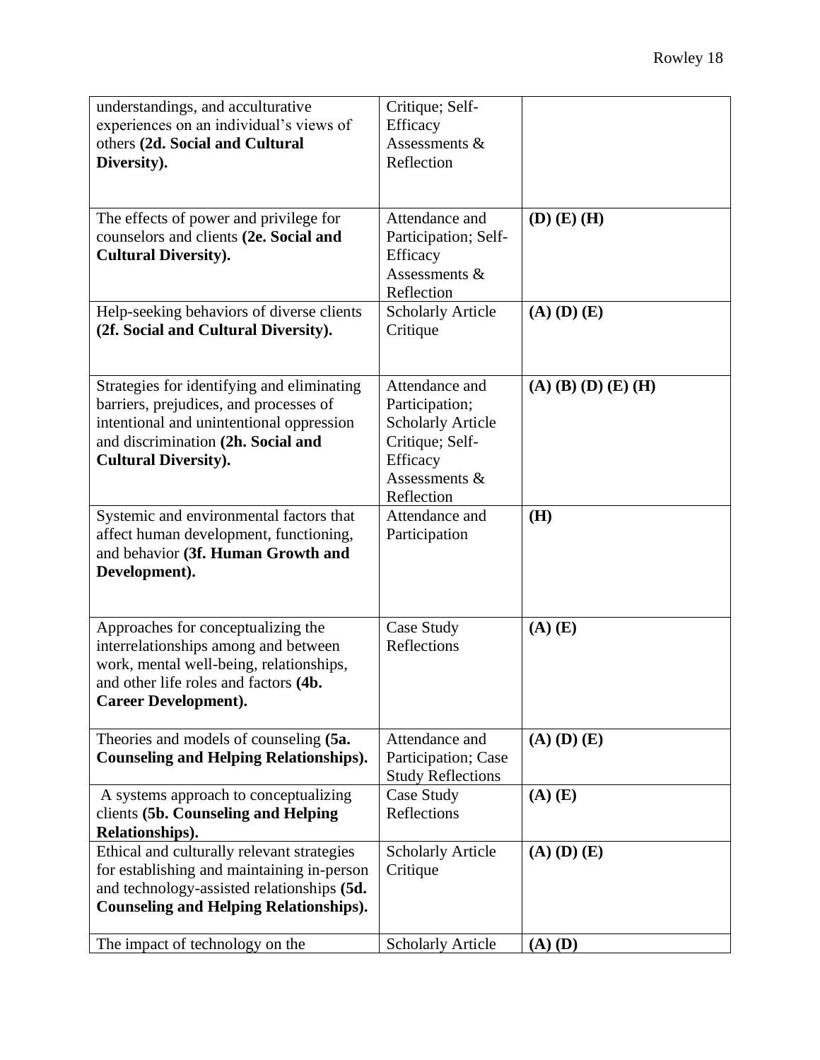| | | |
|---|---|---|
| understandings, and acculturative experiences on an individual's views of others **(2d. Social and Cultural Diversity).** | Critique; Self-Efficacy Assessments & Reflection | |
| The effects of power and privilege for counselors and clients **(2e. Social and Cultural Diversity).** | Attendance and Participation; Self-Efficacy Assessments & Reflection | **(D) (E) (H)** |
| Help-seeking behaviors of diverse clients **(2f. Social and Cultural Diversity).** | Scholarly Article Critique | **(A) (D) (E)** |
| Strategies for identifying and eliminating barriers, prejudices, and processes of intentional and unintentional oppression and discrimination **(2h. Social and Cultural Diversity).** | Attendance and Participation; Scholarly Article Critique; Self-Efficacy Assessments & Reflection | **(A) (B) (D) (E) (H)** |
| Systemic and environmental factors that affect human development, functioning, and behavior **(3f. Human Growth and Development).** | Attendance and Participation | **(H)** |
| Approaches for conceptualizing the interrelationships among and between work, mental well-being, relationships, and other life roles and factors **(4b. Career Development).** | Case Study Reflections | **(A) (E)** |
| Theories and models of counseling **(5a. Counseling and Helping Relationships).** | Attendance and Participation; Case Study Reflections | **(A) (D) (E)** |
| A systems approach to conceptualizing clients **(5b. Counseling and Helping Relationships).** | Case Study Reflections | **(A) (E)** |
| Ethical and culturally relevant strategies for establishing and maintaining in-person and technology-assisted relationships **(5d. Counseling and Helping Relationships).** | Scholarly Article Critique | **(A) (D) (E)** |
| The impact of technology on the | Scholarly Article | **(A) (D)** |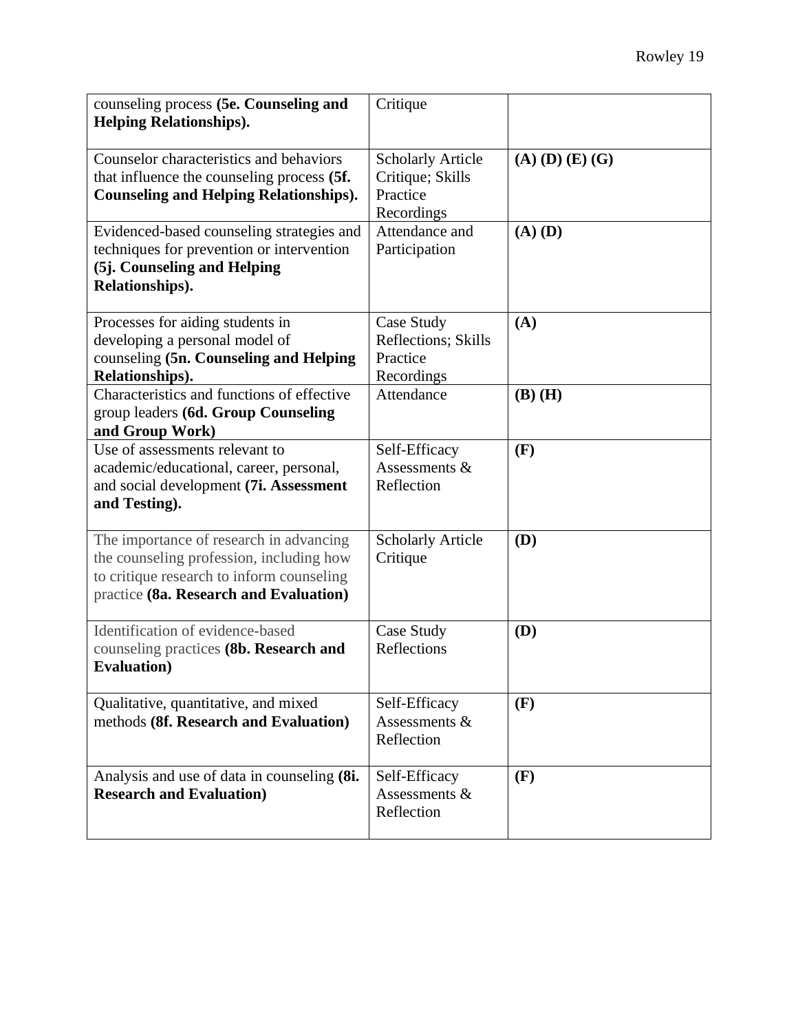| | | |
|---|---|---|
| counseling process **(5e. Counseling and Helping Relationships).** | Critique | |
| Counselor characteristics and behaviors that influence the counseling process **(5f. Counseling and Helping Relationships).** | Scholarly Article Critique; Skills Practice Recordings | **(A) (D) (E) (G)** |
| Evidenced-based counseling strategies and techniques for prevention or intervention **(5j. Counseling and Helping Relationships).** | Attendance and Participation | **(A) (D)** |
| Processes for aiding students in developing a personal model of counseling **(5n. Counseling and Helping Relationships).** | Case Study Reflections; Skills Practice Recordings | **(A)** |
| Characteristics and functions of effective group leaders **(6d. Group Counseling and Group Work)** | Attendance | **(B) (H)** |
| Use of assessments relevant to academic/educational, career, personal, and social development **(7i. Assessment and Testing).** | Self-Efficacy Assessments & Reflection | **(F)** |
| The importance of research in advancing the counseling profession, including how to critique research to inform counseling practice **(8a. Research and Evaluation)** | Scholarly Article Critique | **(D)** |
| Identification of evidence-based counseling practices **(8b. Research and Evaluation)** | Case Study Reflections | **(D)** |
| Qualitative, quantitative, and mixed methods **(8f. Research and Evaluation)** | Self-Efficacy Assessments & Reflection | **(F)** |
| Analysis and use of data in counseling **(8i. Research and Evaluation)** | Self-Efficacy Assessments & Reflection | **(F)** |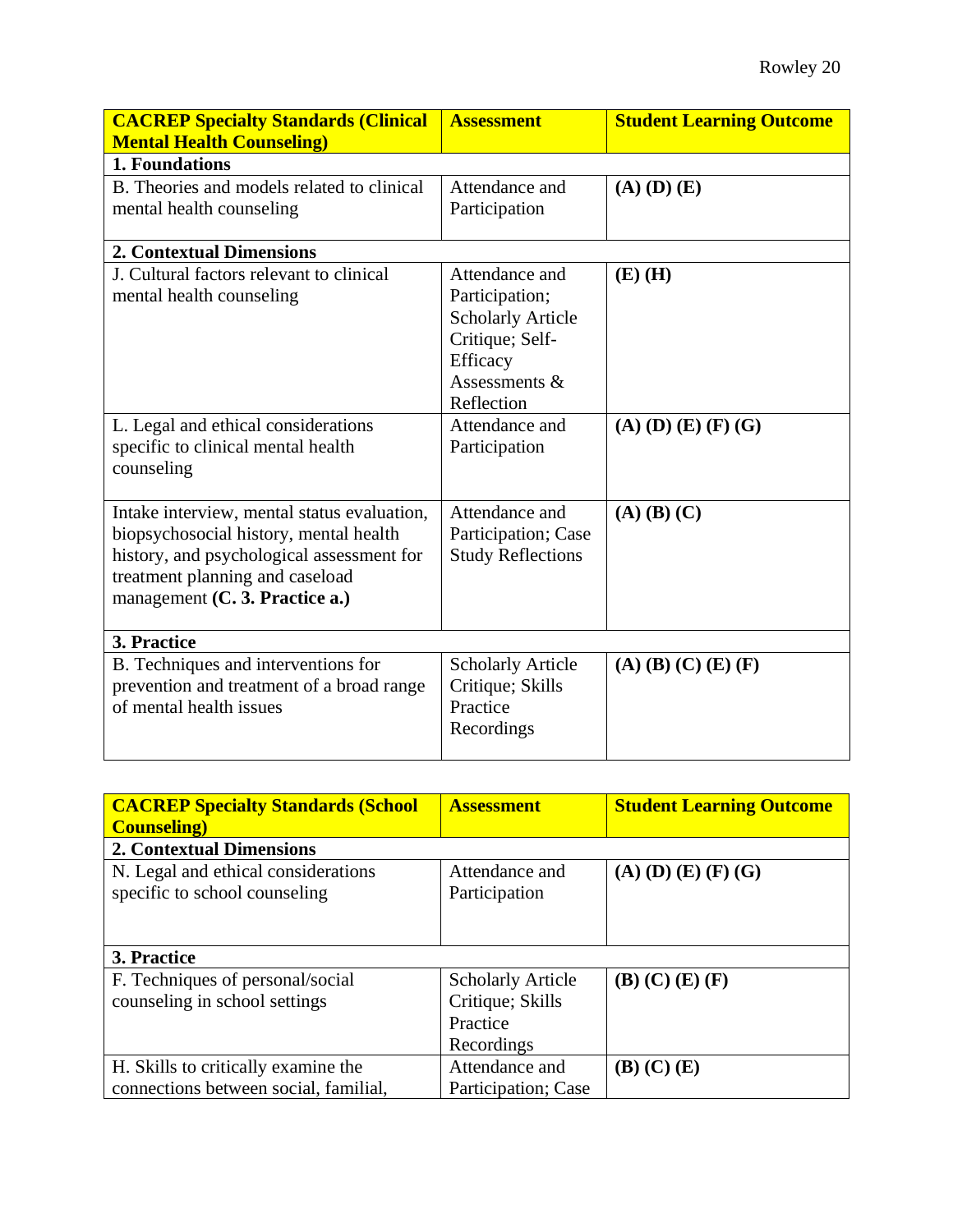| **CACREP Specialty Standards (Clinical Mental Health Counseling)** | **Assessment** | **Student Learning Outcome** |
|---|---|---|
| **1. Foundations** | | |
| B. Theories and models related to clinical mental health counseling | Attendance and Participation | **(A) (D) (E)** |
| **2. Contextual Dimensions** | | |
| J. Cultural factors relevant to clinical mental health counseling | Attendance and Participation; Scholarly Article Critique; Self-Efficacy Assessments & Reflection | **(E) (H)** |
| L. Legal and ethical considerations specific to clinical mental health counseling | Attendance and Participation | **(A) (D) (E) (F) (G)** |
| Intake interview, mental status evaluation, biopsychosocial history, mental health history, and psychological assessment for treatment planning and caseload management **(C. 3. Practice a.)** | Attendance and Participation; Case Study Reflections | **(A) (B) (C)** |
| **3. Practice** | | |
| B. Techniques and interventions for prevention and treatment of a broad range of mental health issues | Scholarly Article Critique; Skills Practice Recordings | **(A) (B) (C) (E) (F)** |

| **CACREP Specialty Standards (School Counseling)** | **Assessment** | **Student Learning Outcome** |
|---|---|---|
| **2. Contextual Dimensions** | | |
| N. Legal and ethical considerations specific to school counseling | Attendance and Participation | **(A) (D) (E) (F) (G)** |
| **3. Practice** | | |
| F. Techniques of personal/social counseling in school settings | Scholarly Article Critique; Skills Practice Recordings | **(B) (C) (E) (F)** |
| H. Skills to critically examine the connections between social, familial, | Attendance and Participation; Case | **(B) (C) (E)** |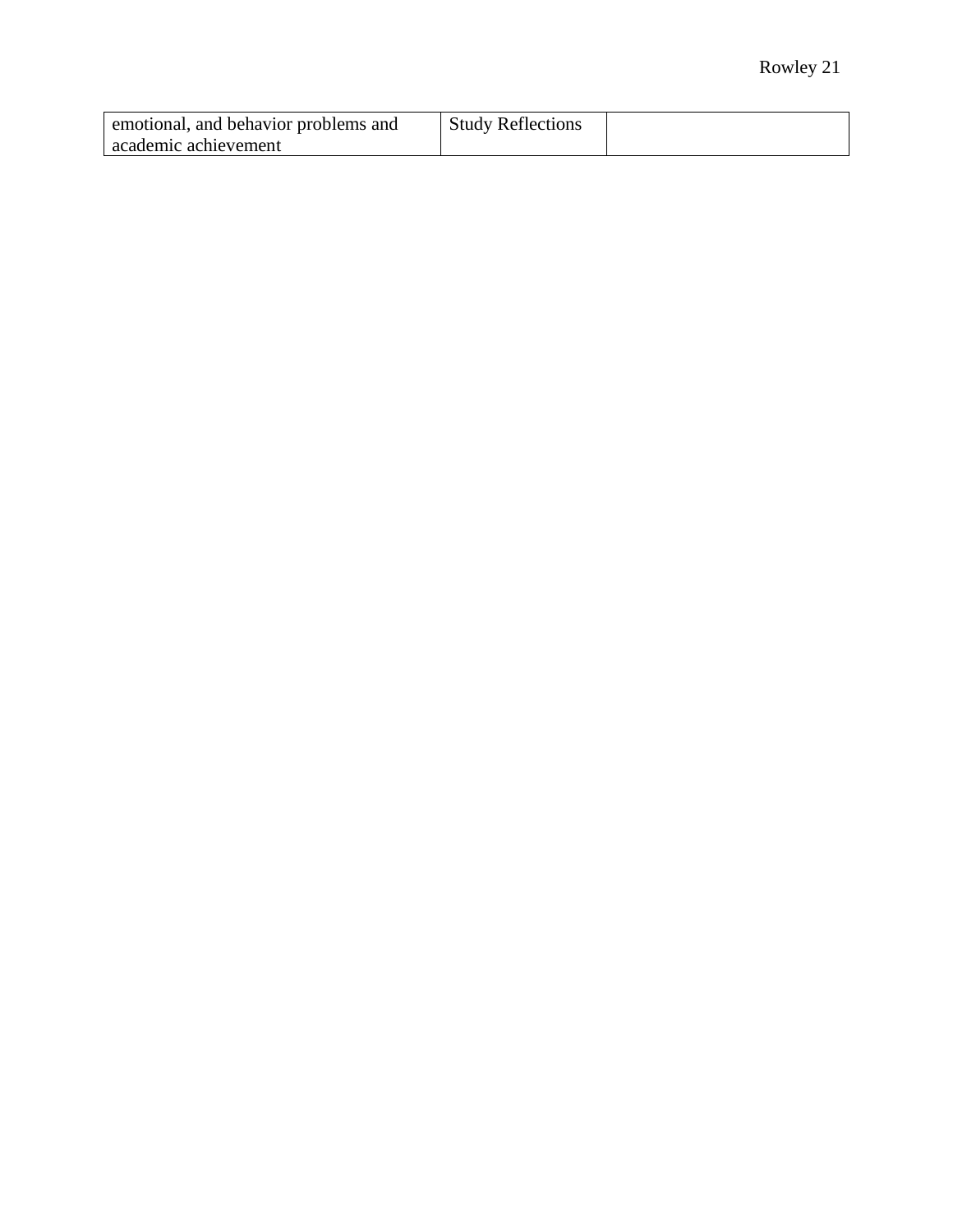| | | |
|---|---|---|
| emotional, and behavior problems and academic achievement | Study Reflections | |